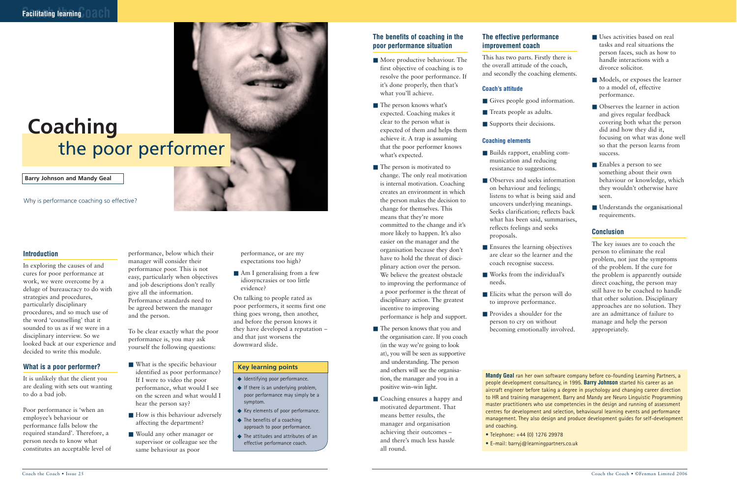# Coaching the poor performer

**Barry Johnson and Mandy Geal**

Why is performance coaching so effective?

## Introduction

In exploring the causes of and cures for poor performance at work, we were overcome by a deluge of bureaucracy to do with strategies and procedures, particularly disciplinary procedures, and so much use of the word 'counselling' that it sounded to us as if we were in a disciplinary interview. So we looked back at our experience and decided to write this module.

## What is a poor performer?

It is unlikely that the client you are dealing with sets out wanting to do a bad job.

Poor performance is 'when an employee's behaviour or performance falls below the required standard'. Therefore, a person needs to know what constitutes an acceptable level of performance, below which their manager will consider their performance poor. This is not easy, particularly when objectives and job descriptions don't really give all the information. Performance standards need to be agreed between the manager and the person.

To be clear exactly what the poor performance is, you may ask yourself the following questions:

- What is the specific behaviour identified as poor performance? If I were to video the poor performance, what would I see on the screen and what would I hear the person say?
- How is this behaviour adversely affecting the department?
- Would any other manager or supervisor or colleague see the same behaviour as poor performance, or are my expectations too high?
- Am I generalising from a few idiosyncrasies or too little evidence?

On talking to people rated as poor performers, it seems first one thing goes wrong, then another, and before the person knows it they have developed a reputation – and that just worsens the downward slide.

### Key learning points

- Identifying poor performance.
- If there is an underlying problem, poor performance may simply be a symptom.
- Key elements of poor performance.
- The benefits of a coaching approach to poor performance.
- The attitudes and attributes of an effective performance coach.

## The benefits of coaching in the poor performance situation

- More productive behaviour. The first objective of coaching is to resolve the poor performance. If it's done properly, then that's what you'll achieve.
- The person knows what's expected. Coaching makes it clear to the person what is expected of them and helps them achieve it. A trap is assuming that the poor performer knows what's expected.
- The person is motivated to change. The only real motivation is internal motivation. Coaching creates an environment in which the person makes the decision to change for themselves. This means that they're more committed to the change and it's more likely to happen. It's also easier on the manager and the organisation because they don't have to hold the threat of disciplinary action over the person. We believe the greatest obstacle to improving the performance of a poor performer is the threat of disciplinary action. The greatest incentive to improving performance is help and support.
- The person knows that you and the organisation care. If you coach (in the way we're going to look at), you will be seen as supportive and understanding. The person and others will see the organisation, the manager and you in a positive win–win light.
- Coaching ensures a happy and motivated department. That means better results, the manager and organisation achieving their outcomes – and there's much less hassle all round.

## The effective performance improvement coach

This has two parts. Firstly there is the overall attitude of the coach, and secondly the coaching elements.

### Coach's attitude

- Gives people good information.
- Treats people as adults.
- Supports their decisions.

### Coaching elements

- Builds rapport, enabling communication and reducing resistance to suggestions.
- Observes and seeks information on behaviour and feelings; listens to what is being said and uncovers underlying meanings. Seeks clarification; reflects back what has been said, summarises, reflects feelings and seeks proposals.
- Ensures the learning objectives are clear so the learner and the coach recognise success.
- Works from the individual's needs.
- Elicits what the person will do to improve performance.
- Provides a shoulder for the person to cry on without becoming emotionally involved.
- Uses activities based on real tasks and real situations the person faces, such as how to handle interactions with a divorce solicitor.
- Models, or exposes the learner to a model of, effective performance.
- Observes the learner in action and gives regular feedback covering both what the person did and how they did it, focusing on what was done well so that the person learns from success.
- Enables a person to see something about their own behaviour or knowledge, which they wouldn't otherwise have seen.
- Understands the organisational requirements.

## Conclusion

The key issues are to coach the person to eliminate the real problem, not just the symptoms of the problem. If the cure for the problem is apparently outside direct coaching, the person may still have to be coached to handle that other solution. Disciplinary approaches are no solution. They are an admittance of failure to manage and help the person appropriately.

**Mandy Geal** ran her own software company before co-founding Learning Partners, a people development consultancy, in 1995. **Barry Johnson** started his career as an aircraft engineer before taking a degree in psychology and changing career direction to HR and training management. Barry and Mandy are Neuro Linguistic Programming master practitioners who use competencies in the design and running of assessment centres for development and selection, behavioural learning events and performance management. They also design and produce development guides for self-development and coaching.

- Telephone: +44 (0) 1276 29978
- E-mail: barryj@learningpartners.co.uk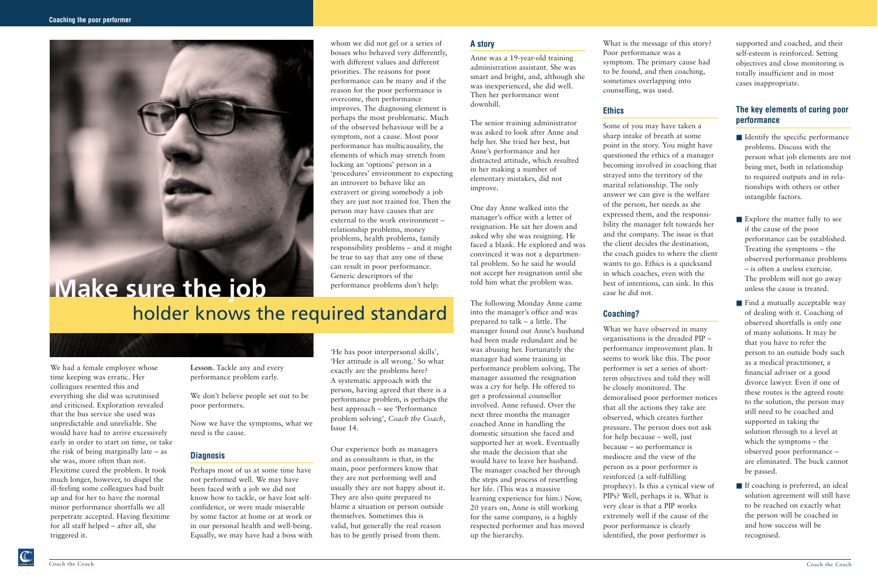# Make sure the job holder knows the required standard

We had a female employee whose time keeping was erratic. Her colleagues resented this and everything she did was scrutinised and criticised. Exploration revealed that the bus service she used was unpredictable and unreliable. She would have had to arrive excessively early in order to start on time, or take the risk of being marginally late – as she was, more often than not. Flexitime cured the problem. It took much longer, however, to dispel the ill-feeling some colleagues had built up and for her to have the normal minor performance shortfalls we all perpetrate accepted. Having flexitime for all staff helped – after all, she triggered it.

**Lesson.** Tackle any and every performance problem early.

We don't believe people set out to be poor performers.

Now we have the symptoms, what we need is the cause.

## Diagnosis

Perhaps most of us at some time have not performed well. We may have been faced with a job we did not know how to tackle, or have lost self-confidence, or were made miserable by some factor at home or at work or in our personal health and well-being. Equally, we may have had a boss with whom we did not gel or a series of bosses who behaved very differently, with different values and different priorities. The reasons for poor performance can be many and if the reason for the poor performance is overcome, then performance improves. The diagnosing element is perhaps the most problematic. Much of the observed behaviour will be a symptom, not a cause. Most poor performance has multicausality, the elements of which may stretch from locking an 'options' person in a 'procedures' environment to expecting an introvert to behave like an extravert or giving somebody a job they are just not trained for. Then the person may have causes that are external to the work environment – relationship problems, money problems, health problems, family responsibility problems – and it might be true to say that any one of these can result in poor performance. Generic descriptors of the performance problems don't help: 'He has poor interpersonal skills', 'Her attitude is all wrong.' So what exactly are the problems here? A systematic approach with the person, having agreed that there is a performance problem, is perhaps the best approach – see 'Performance problem solving', *Coach the Coach*, Issue 14.

Our experience both as managers and as consultants is that, in the main, poor performers know that they are not performing well and usually they are not happy about it. They are also quite prepared to blame a situation or person outside themselves. Sometimes this is valid, but generally the real reason has to be gently prised from them.

## A story

Anne was a 19-year-old training administration assistant. She was smart and bright, and, although she was inexperienced, she did well. Then her performance went downhill.

The senior training administrator was asked to look after Anne and help her. She tried her best, but Anne's performance and her distracted attitude, which resulted in her making a number of elementary mistakes, did not improve.

One day Anne walked into the manager's office with a letter of resignation. He sat her down and asked why she was resigning. He faced a blank. He explored and was convinced it was not a departmental problem. So he said he would not accept her resignation until she told him what the problem was.

The following Monday Anne came into the manager's office and was prepared to talk – a little. The manager found out Anne's husband had been made redundant and he was abusing her. Fortunately the manager had some training in performance problem solving. The manager assumed the resignation was a cry for help. He offered to get a professional counsellor involved. Anne refused. Over the next three months the manager coached Anne in handling the domestic situation she faced and supported her at work. Eventually she made the decision that she would have to leave her husband. The manager coached her through the steps and process of resettling her life. (This was a massive learning experience for him.) Now, 20 years on, Anne is still working for the same company, is a highly respected performer and has moved up the hierarchy.

What is the message of this story? Poor performance was a symptom. The primary cause had to be found, and then coaching, sometimes overlapping into counselling, was used.

## Ethics

Some of you may have taken a sharp intake of breath at some point in the story. You might have questioned the ethics of a manager becoming involved in coaching that strayed into the territory of the marital relationship. The only answer we can give is the welfare of the person, her needs as she expressed them, and the responsibility the manager felt towards her and the company. The issue is that the client decides the destination, the coach guides to where the client wants to go. Ethics is a quicksand in which coaches, even with the best of intentions, can sink. In this case he did not.

## Coaching?

What we have observed in many organisations is the dreaded PIP – performance improvement plan. It seems to work like this. The poor performer is set a series of short-term objectives and told they will be closely monitored. The demoralised poor performer notices that all the actions they take are observed, which creates further pressure. The person does not ask for help because – well, just because – so performance is mediocre and the view of the person as a poor performer is reinforced (a self-fulfilling prophecy). Is this a cynical view of PIPs? Well, perhaps it is. What is very clear is that a PIP works extremely well if the cause of the poor performance is clearly identified, the poor performer is supported and coached, and their self-esteem is reinforced. Setting objectives and close monitoring is totally insufficient and in most cases inappropriate.

## The key elements of curing poor performance

- Identify the specific performance problems. Discuss with the person what job elements are not being met, both in relationship to required outputs and in relationships with others or other intangible factors.
- Explore the matter fully to see if the cause of the poor performance can be established. Treating the symptoms – the observed performance problems – is often a useless exercise. The problem will not go away unless the cause is treated.
- Find a mutually acceptable way of dealing with it. Coaching of observed shortfalls is only one of many solutions. It may be that you have to refer the person to an outside body such as a medical practitioner, a financial adviser or a good divorce lawyer. Even if one of these routes is the agreed route to the solution, the person may still need to be coached and supported in taking the solution through to a level at which the symptoms – the observed poor performance – are eliminated. The buck cannot be passed.
- If coaching is preferred, an ideal solution agreement will still have to be reached on exactly what the person will be coached in and how success will be recognised.